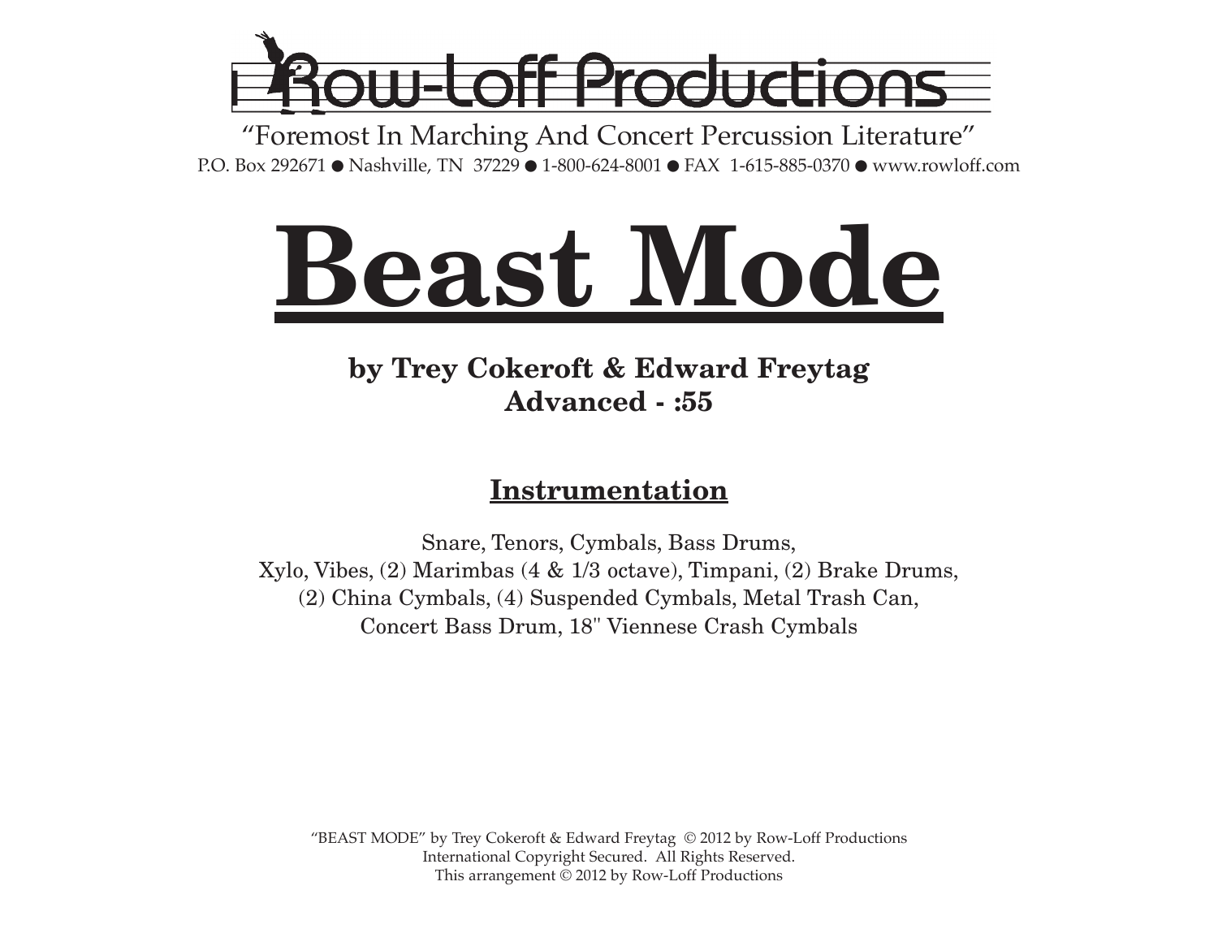Row-Loff Productions

"Foremost In Marching And Concert Percussion Literature"

P.O. Box 292671 ● Nashville, TN 37229 ● 1-800-624-8001 ● FAX 1-615-885-0370 ● www.rowloff.com

# Beast Mode

**by Trey Cokeroft & Edward Freytag**
**Advanced - :55**

## Instrumentation

Snare, Tenors, Cymbals, Bass Drums,
Xylo, Vibes, (2) Marimbas (4 & 1/3 octave), Timpani, (2) Brake Drums,
(2) China Cymbals, (4) Suspended Cymbals, Metal Trash Can,
Concert Bass Drum, 18" Viennese Crash Cymbals

"BEAST MODE" by Trey Cokeroft & Edward Freytag © 2012 by Row-Loff Productions
International Copyright Secured. All Rights Reserved.
This arrangement © 2012 by Row-Loff Productions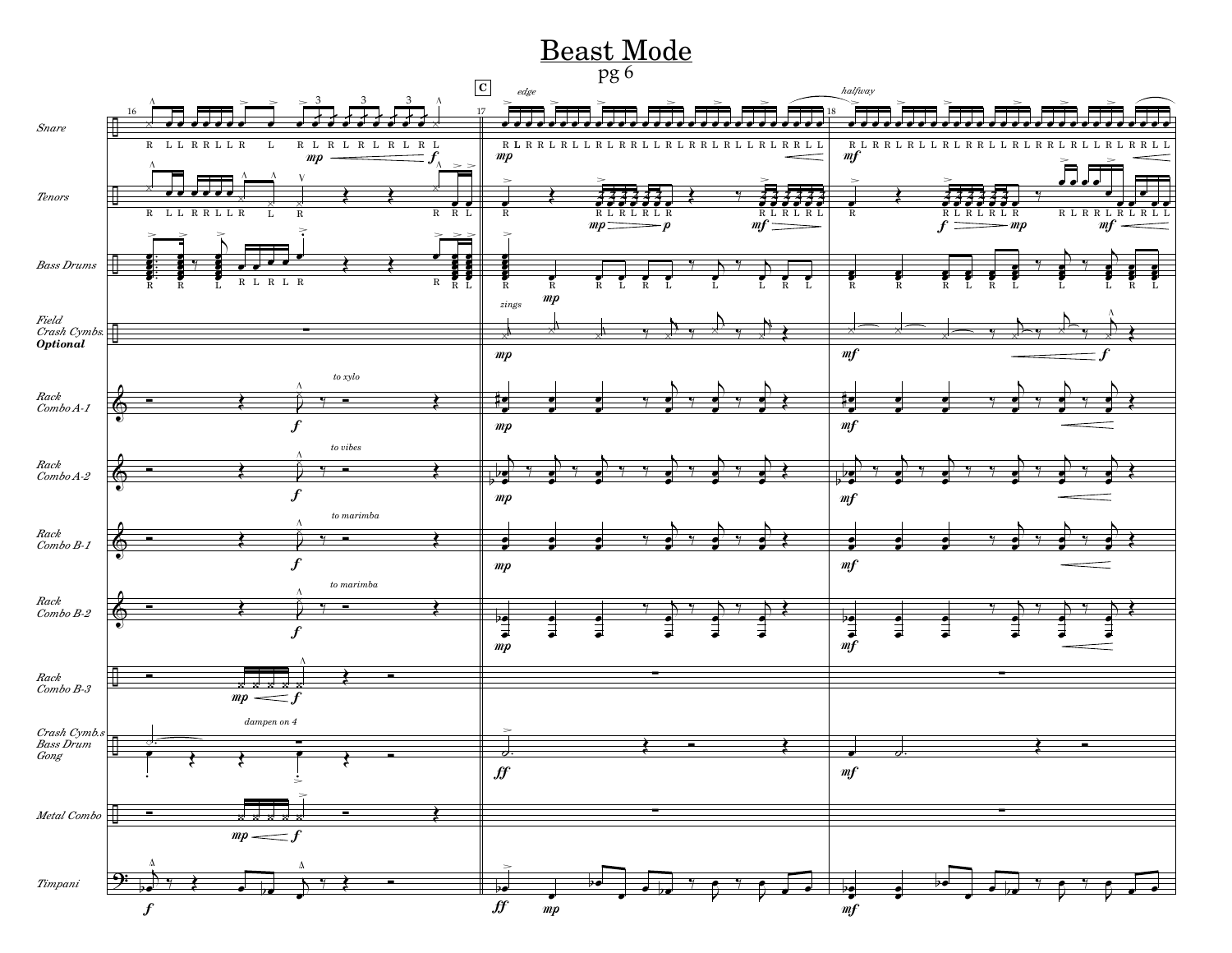# Beast Mode

pg 6